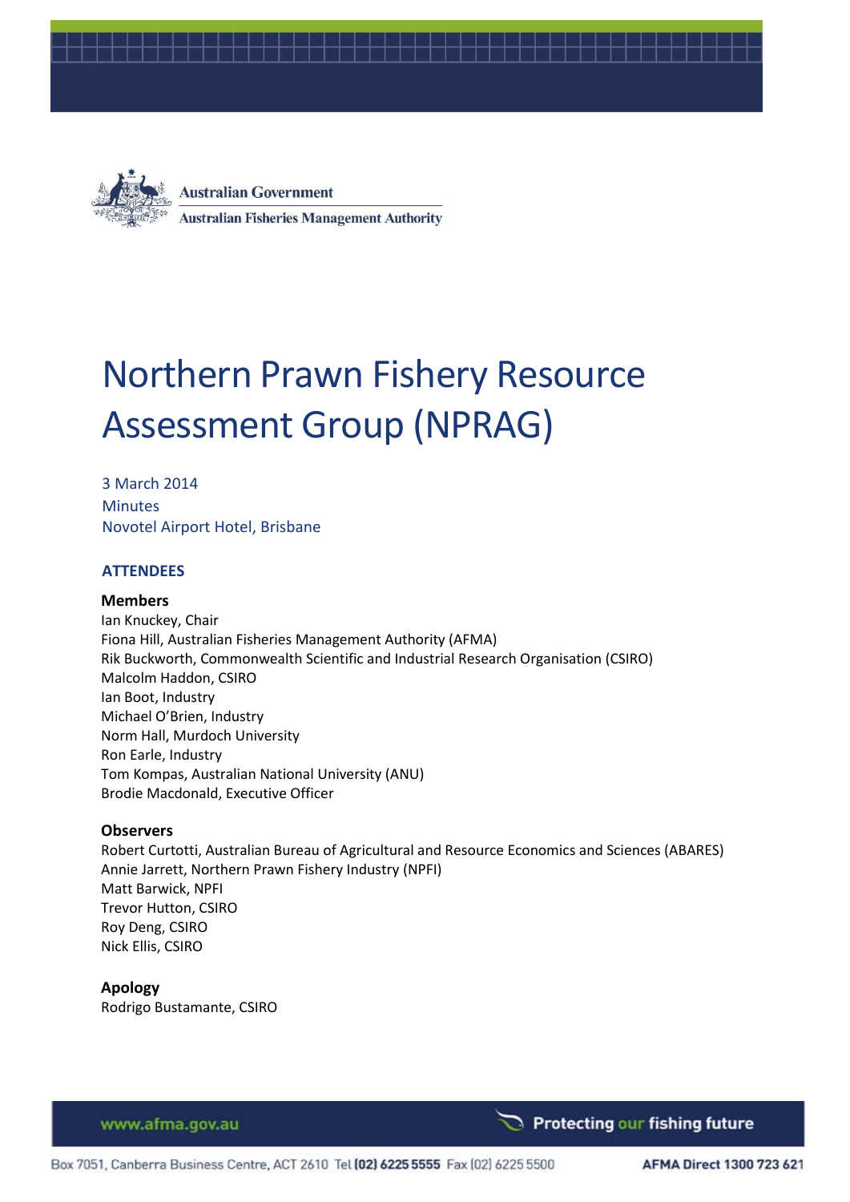Australian Government

Australian Fisheries Management Authority

# Northern Prawn Fishery Resource Assessment Group (NPRAG)

3 March 2014

Minutes

Novotel Airport Hotel, Brisbane

## ATTENDEES

### Members

Ian Knuckey, Chair
Fiona Hill, Australian Fisheries Management Authority (AFMA)
Rik Buckworth, Commonwealth Scientific and Industrial Research Organisation (CSIRO)
Malcolm Haddon, CSIRO
Ian Boot, Industry
Michael O'Brien, Industry
Norm Hall, Murdoch University
Ron Earle, Industry
Tom Kompas, Australian National University (ANU)
Brodie Macdonald, Executive Officer

### Observers

Robert Curtotti, Australian Bureau of Agricultural and Resource Economics and Sciences (ABARES)
Annie Jarrett, Northern Prawn Fishery Industry (NPFI)
Matt Barwick, NPFI
Trevor Hutton, CSIRO
Roy Deng, CSIRO
Nick Ellis, CSIRO

### Apology

Rodrigo Bustamante, CSIRO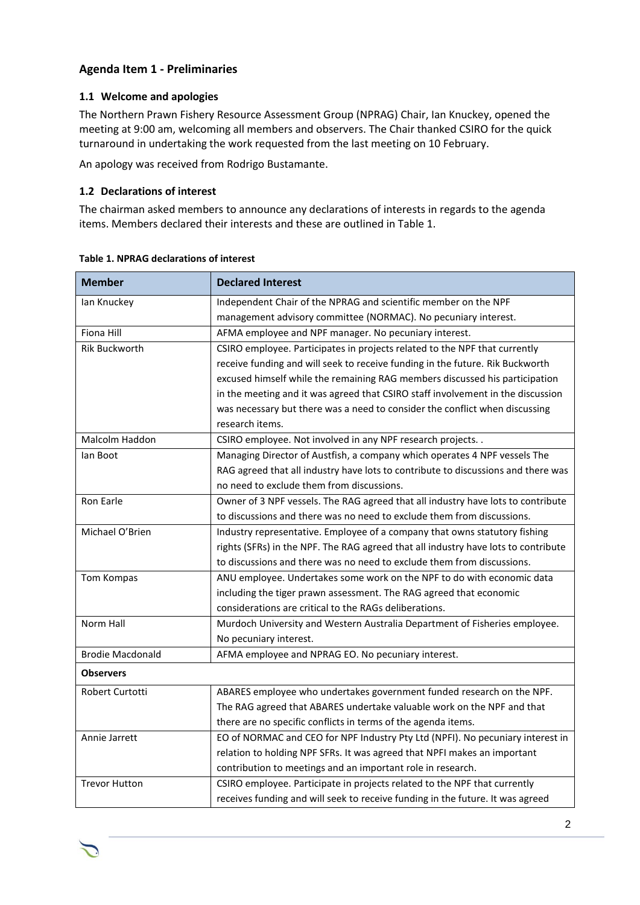## Agenda Item 1 - Preliminaries

### 1.1 Welcome and apologies

The Northern Prawn Fishery Resource Assessment Group (NPRAG) Chair, Ian Knuckey, opened the meeting at 9:00 am, welcoming all members and observers. The Chair thanked CSIRO for the quick turnaround in undertaking the work requested from the last meeting on 10 February.

An apology was received from Rodrigo Bustamante.

### 1.2 Declarations of interest

The chairman asked members to announce any declarations of interests in regards to the agenda items. Members declared their interests and these are outlined in Table 1.

**Table 1. NPRAG declarations of interest**

| Member | Declared Interest |
|---|---|
| Ian Knuckey | Independent Chair of the NPRAG and scientific member on the NPF management advisory committee (NORMAC). No pecuniary interest. |
| Fiona Hill | AFMA employee and NPF manager. No pecuniary interest. |
| Rik Buckworth | CSIRO employee. Participates in projects related to the NPF that currently receive funding and will seek to receive funding in the future. Rik Buckworth excused himself while the remaining RAG members discussed his participation in the meeting and it was agreed that CSIRO staff involvement in the discussion was necessary but there was a need to consider the conflict when discussing research items. |
| Malcolm Haddon | CSIRO employee. Not involved in any NPF research projects. . |
| Ian Boot | Managing Director of Austfish, a company which operates 4 NPF vessels The RAG agreed that all industry have lots to contribute to discussions and there was no need to exclude them from discussions. |
| Ron Earle | Owner of 3 NPF vessels. The RAG agreed that all industry have lots to contribute to discussions and there was no need to exclude them from discussions. |
| Michael O'Brien | Industry representative. Employee of a company that owns statutory fishing rights (SFRs) in the NPF. The RAG agreed that all industry have lots to contribute to discussions and there was no need to exclude them from discussions. |
| Tom Kompas | ANU employee. Undertakes some work on the NPF to do with economic data including the tiger prawn assessment. The RAG agreed that economic considerations are critical to the RAGs deliberations. |
| Norm Hall | Murdoch University and Western Australia Department of Fisheries employee. No pecuniary interest. |
| Brodie Macdonald | AFMA employee and NPRAG EO. No pecuniary interest. |
| **Observers** | |
| Robert Curtotti | ABARES employee who undertakes government funded research on the NPF. The RAG agreed that ABARES undertake valuable work on the NPF and that there are no specific conflicts in terms of the agenda items. |
| Annie Jarrett | EO of NORMAC and CEO for NPF Industry Pty Ltd (NPFI). No pecuniary interest in relation to holding NPF SFRs. It was agreed that NPFI makes an important contribution to meetings and an important role in research. |
| Trevor Hutton | CSIRO employee. Participate in projects related to the NPF that currently receives funding and will seek to receive funding in the future. It was agreed |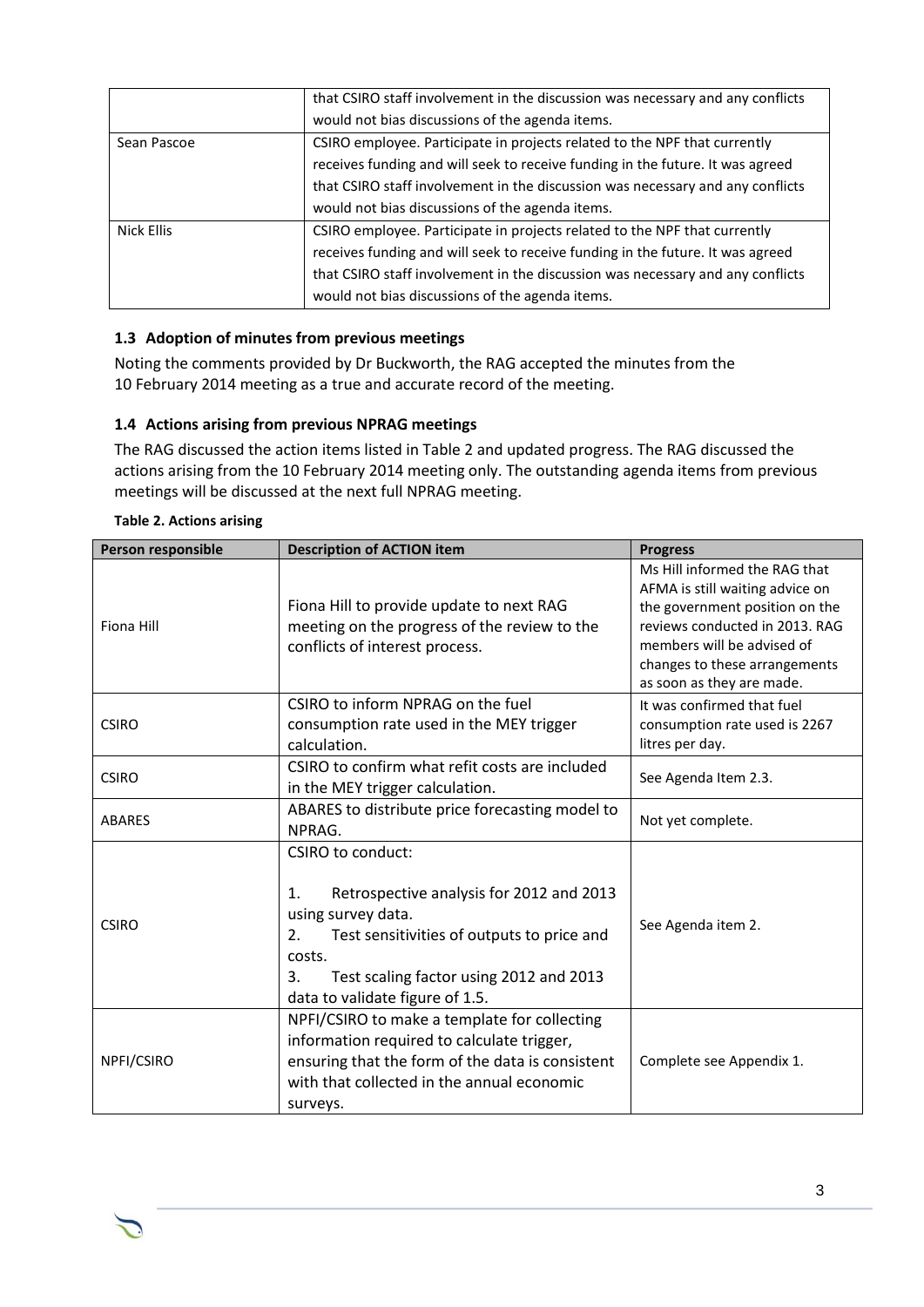| | |
|---|---|
| | that CSIRO staff involvement in the discussion was necessary and any conflicts would not bias discussions of the agenda items. |
| Sean Pascoe | CSIRO employee. Participate in projects related to the NPF that currently receives funding and will seek to receive funding in the future. It was agreed that CSIRO staff involvement in the discussion was necessary and any conflicts would not bias discussions of the agenda items. |
| Nick Ellis | CSIRO employee. Participate in projects related to the NPF that currently receives funding and will seek to receive funding in the future. It was agreed that CSIRO staff involvement in the discussion was necessary and any conflicts would not bias discussions of the agenda items. |

### 1.3 Adoption of minutes from previous meetings

Noting the comments provided by Dr Buckworth, the RAG accepted the minutes from the 10 February 2014 meeting as a true and accurate record of the meeting.

### 1.4 Actions arising from previous NPRAG meetings

The RAG discussed the action items listed in Table 2 and updated progress. The RAG discussed the actions arising from the 10 February 2014 meeting only. The outstanding agenda items from previous meetings will be discussed at the next full NPRAG meeting.

**Table 2. Actions arising**

| Person responsible | Description of ACTION item | Progress |
|---|---|---|
| Fiona Hill | Fiona Hill to provide update to next RAG meeting on the progress of the review to the conflicts of interest process. | Ms Hill informed the RAG that AFMA is still waiting advice on the government position on the reviews conducted in 2013. RAG members will be advised of changes to these arrangements as soon as they are made. |
| CSIRO | CSIRO to inform NPRAG on the fuel consumption rate used in the MEY trigger calculation. | It was confirmed that fuel consumption rate used is 2267 litres per day. |
| CSIRO | CSIRO to confirm what refit costs are included in the MEY trigger calculation. | See Agenda Item 2.3. |
| ABARES | ABARES to distribute price forecasting model to NPRAG. | Not yet complete. |
| CSIRO | CSIRO to conduct:<br><br>1. Retrospective analysis for 2012 and 2013 using survey data.<br>2. Test sensitivities of outputs to price and costs.<br>3. Test scaling factor using 2012 and 2013 data to validate figure of 1.5. | See Agenda item 2. |
| NPFI/CSIRO | NPFI/CSIRO to make a template for collecting information required to calculate trigger, ensuring that the form of the data is consistent with that collected in the annual economic surveys. | Complete see Appendix 1. |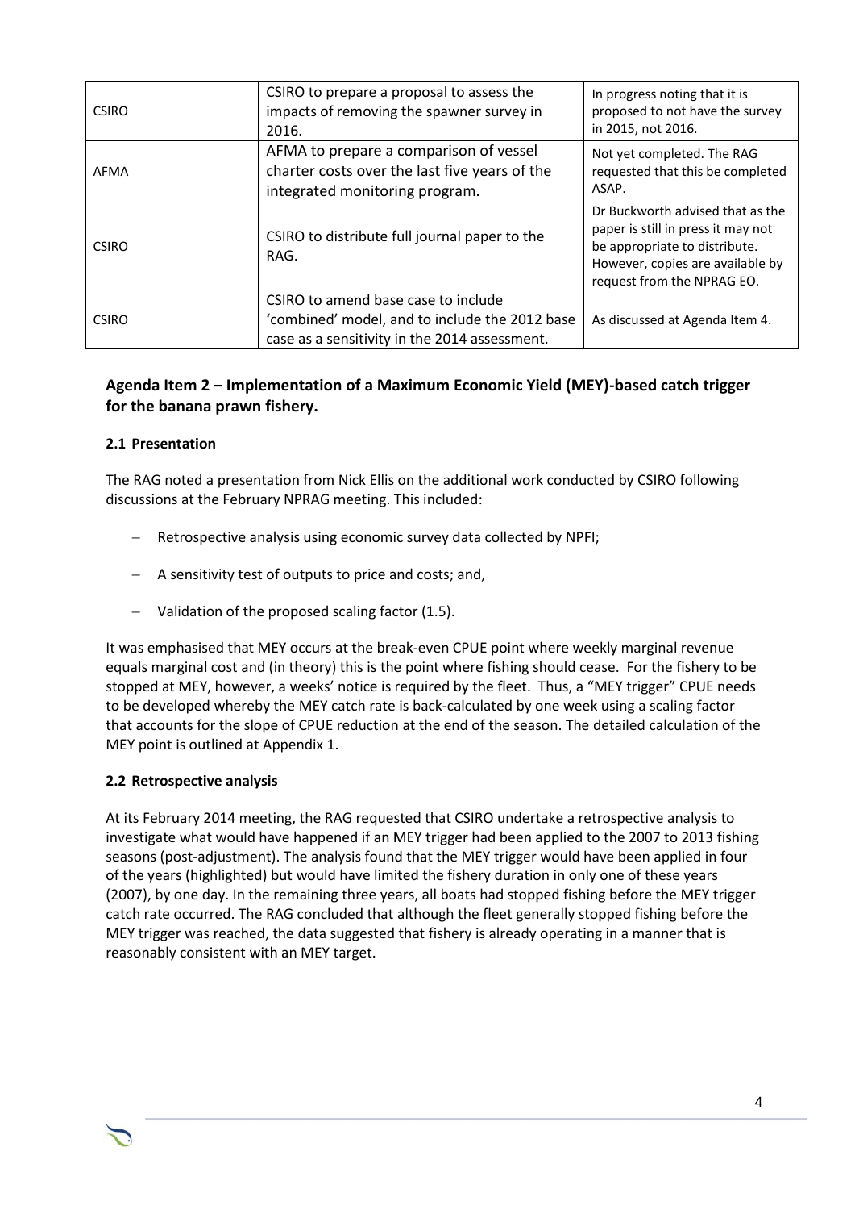| | | |
|---|---|---|
| CSIRO | CSIRO to prepare a proposal to assess the impacts of removing the spawner survey in 2016. | In progress noting that it is proposed to not have the survey in 2015, not 2016. |
| AFMA | AFMA to prepare a comparison of vessel charter costs over the last five years of the integrated monitoring program. | Not yet completed. The RAG requested that this be completed ASAP. |
| CSIRO | CSIRO to distribute full journal paper to the RAG. | Dr Buckworth advised that as the paper is still in press it may not be appropriate to distribute. However, copies are available by request from the NPRAG EO. |
| CSIRO | CSIRO to amend base case to include 'combined' model, and to include the 2012 base case as a sensitivity in the 2014 assessment. | As discussed at Agenda Item 4. |

## Agenda Item 2 – Implementation of a Maximum Economic Yield (MEY)-based catch trigger for the banana prawn fishery.

### 2.1 Presentation

The RAG noted a presentation from Nick Ellis on the additional work conducted by CSIRO following discussions at the February NPRAG meeting. This included:

- Retrospective analysis using economic survey data collected by NPFI;
- A sensitivity test of outputs to price and costs; and,
- Validation of the proposed scaling factor (1.5).

It was emphasised that MEY occurs at the break-even CPUE point where weekly marginal revenue equals marginal cost and (in theory) this is the point where fishing should cease. For the fishery to be stopped at MEY, however, a weeks' notice is required by the fleet. Thus, a "MEY trigger" CPUE needs to be developed whereby the MEY catch rate is back-calculated by one week using a scaling factor that accounts for the slope of CPUE reduction at the end of the season. The detailed calculation of the MEY point is outlined at Appendix 1.

### 2.2 Retrospective analysis

At its February 2014 meeting, the RAG requested that CSIRO undertake a retrospective analysis to investigate what would have happened if an MEY trigger had been applied to the 2007 to 2013 fishing seasons (post-adjustment). The analysis found that the MEY trigger would have been applied in four of the years (highlighted) but would have limited the fishery duration in only one of these years (2007), by one day. In the remaining three years, all boats had stopped fishing before the MEY trigger catch rate occurred. The RAG concluded that although the fleet generally stopped fishing before the MEY trigger was reached, the data suggested that fishery is already operating in a manner that is reasonably consistent with an MEY target.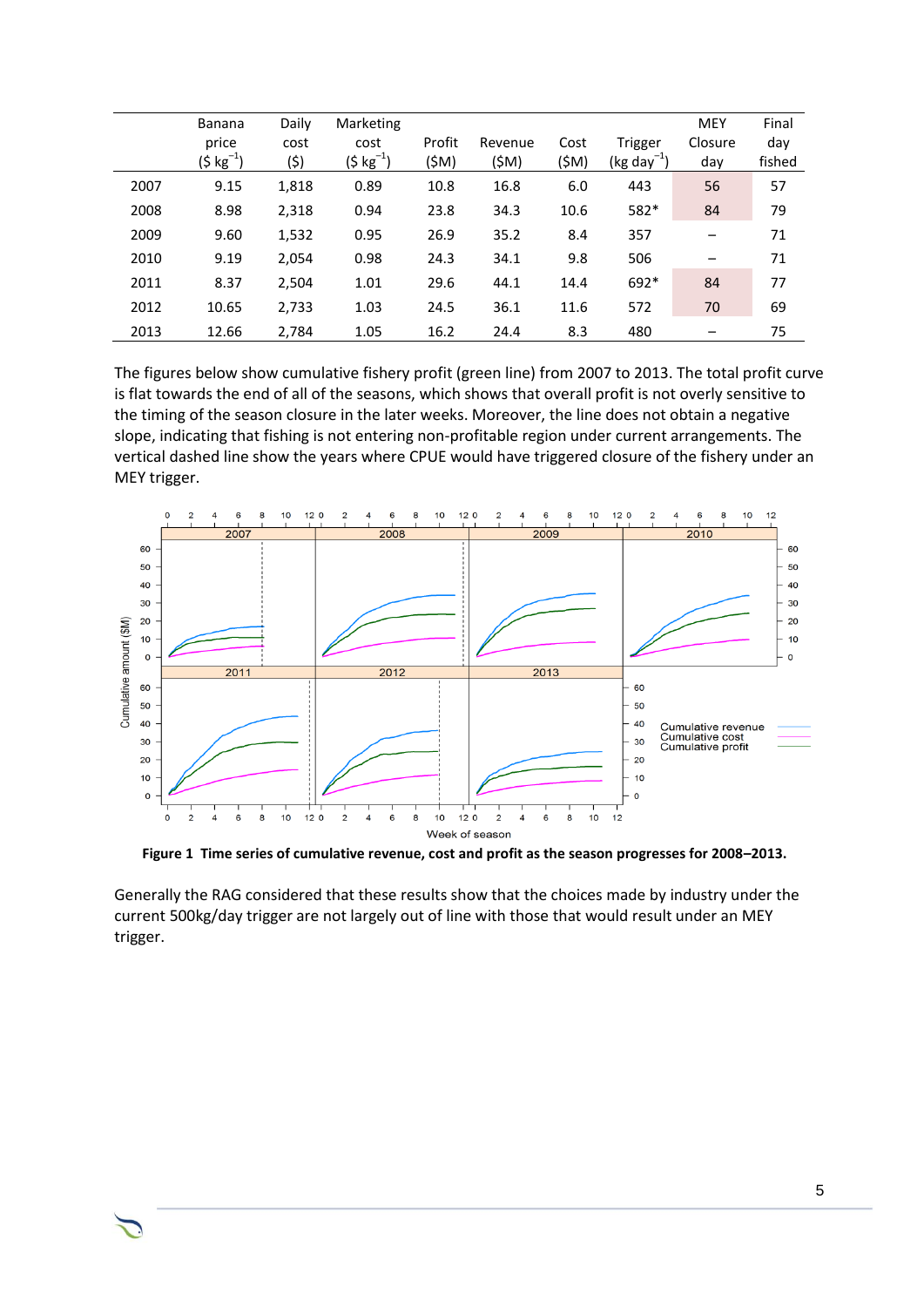| | Banana price ($ kg$^{-1}$) | Daily cost ($) | Marketing cost ($ kg$^{-1}$) | Profit ($M) | Revenue ($M) | Cost ($M) | Trigger (kg day$^{-1}$) | MEY Closure day | Final day fished |
|---|---|---|---|---|---|---|---|---|---|
| 2007 | 9.15 | 1,818 | 0.89 | 10.8 | 16.8 | 6.0 | 443 | 56 | 57 |
| 2008 | 8.98 | 2,318 | 0.94 | 23.8 | 34.3 | 10.6 | 582* | 84 | 79 |
| 2009 | 9.60 | 1,532 | 0.95 | 26.9 | 35.2 | 8.4 | 357 | – | 71 |
| 2010 | 9.19 | 2,054 | 0.98 | 24.3 | 34.1 | 9.8 | 506 | – | 71 |
| 2011 | 8.37 | 2,504 | 1.01 | 29.6 | 44.1 | 14.4 | 692* | 84 | 77 |
| 2012 | 10.65 | 2,733 | 1.03 | 24.5 | 36.1 | 11.6 | 572 | 70 | 69 |
| 2013 | 12.66 | 2,784 | 1.05 | 16.2 | 24.4 | 8.3 | 480 | – | 75 |

The figures below show cumulative fishery profit (green line) from 2007 to 2013. The total profit curve is flat towards the end of all of the seasons, which shows that overall profit is not overly sensitive to the timing of the season closure in the later weeks. Moreover, the line does not obtain a negative slope, indicating that fishing is not entering non-profitable region under current arrangements. The vertical dashed line show the years where CPUE would have triggered closure of the fishery under an MEY trigger.

**Figure 1 Time series of cumulative revenue, cost and profit as the season progresses for 2008–2013.**

Generally the RAG considered that these results show that the choices made by industry under the current 500kg/day trigger are not largely out of line with those that would result under an MEY trigger.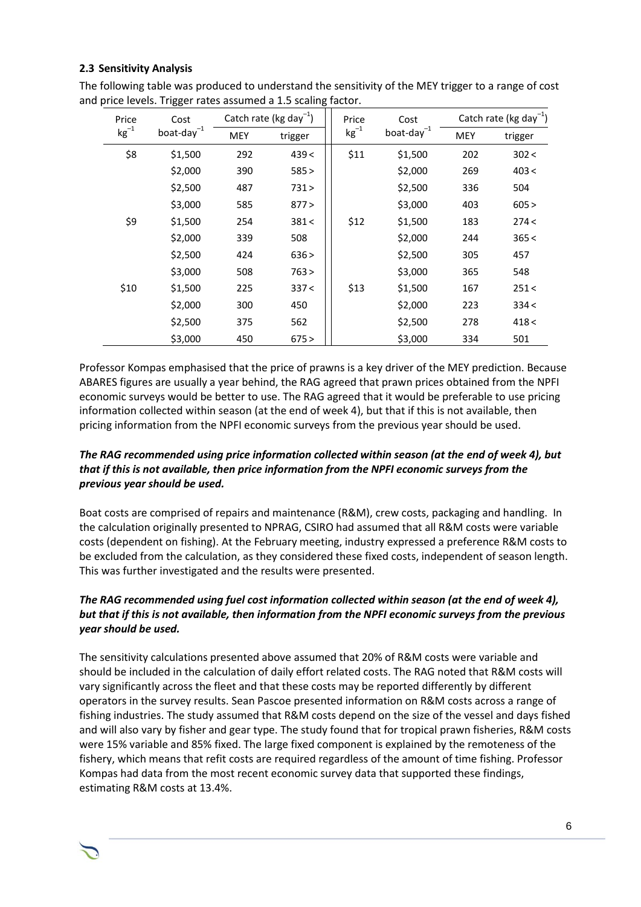### 2.3 Sensitivity Analysis

The following table was produced to understand the sensitivity of the MEY trigger to a range of cost and price levels. Trigger rates assumed a 1.5 scaling factor.

| Price $kg^{-1}$ | Cost boat-day$^{-1}$ | Catch rate (kg day$^{-1}$) | | Price $kg^{-1}$ | Cost boat-day$^{-1}$ | Catch rate (kg day$^{-1}$) | |
|---|---|---|---|---|---|---|---|
| | | MEY | trigger | | | MEY | trigger |
| $8 | $1,500 | 292 | 439 < | $11 | $1,500 | 202 | 302 < |
| | $2,000 | 390 | 585 > | | $2,000 | 269 | 403 < |
| | $2,500 | 487 | 731 > | | $2,500 | 336 | 504 |
| | $3,000 | 585 | 877 > | | $3,000 | 403 | 605 > |
| $9 | $1,500 | 254 | 381 < | $12 | $1,500 | 183 | 274 < |
| | $2,000 | 339 | 508 | | $2,000 | 244 | 365 < |
| | $2,500 | 424 | 636 > | | $2,500 | 305 | 457 |
| | $3,000 | 508 | 763 > | | $3,000 | 365 | 548 |
| $10 | $1,500 | 225 | 337 < | $13 | $1,500 | 167 | 251 < |
| | $2,000 | 300 | 450 | | $2,000 | 223 | 334 < |
| | $2,500 | 375 | 562 | | $2,500 | 278 | 418 < |
| | $3,000 | 450 | 675 > | | $3,000 | 334 | 501 |

Professor Kompas emphasised that the price of prawns is a key driver of the MEY prediction. Because ABARES figures are usually a year behind, the RAG agreed that prawn prices obtained from the NPFI economic surveys would be better to use. The RAG agreed that it would be preferable to use pricing information collected within season (at the end of week 4), but that if this is not available, then pricing information from the NPFI economic surveys from the previous year should be used.

***The RAG recommended using price information collected within season (at the end of week 4), but that if this is not available, then price information from the NPFI economic surveys from the previous year should be used.***

Boat costs are comprised of repairs and maintenance (R&M), crew costs, packaging and handling. In the calculation originally presented to NPRAG, CSIRO had assumed that all R&M costs were variable costs (dependent on fishing). At the February meeting, industry expressed a preference R&M costs to be excluded from the calculation, as they considered these fixed costs, independent of season length. This was further investigated and the results were presented.

***The RAG recommended using fuel cost information collected within season (at the end of week 4), but that if this is not available, then information from the NPFI economic surveys from the previous year should be used.***

The sensitivity calculations presented above assumed that 20% of R&M costs were variable and should be included in the calculation of daily effort related costs. The RAG noted that R&M costs will vary significantly across the fleet and that these costs may be reported differently by different operators in the survey results. Sean Pascoe presented information on R&M costs across a range of fishing industries. The study assumed that R&M costs depend on the size of the vessel and days fished and will also vary by fisher and gear type. The study found that for tropical prawn fisheries, R&M costs were 15% variable and 85% fixed. The large fixed component is explained by the remoteness of the fishery, which means that refit costs are required regardless of the amount of time fishing. Professor Kompas had data from the most recent economic survey data that supported these findings, estimating R&M costs at 13.4%.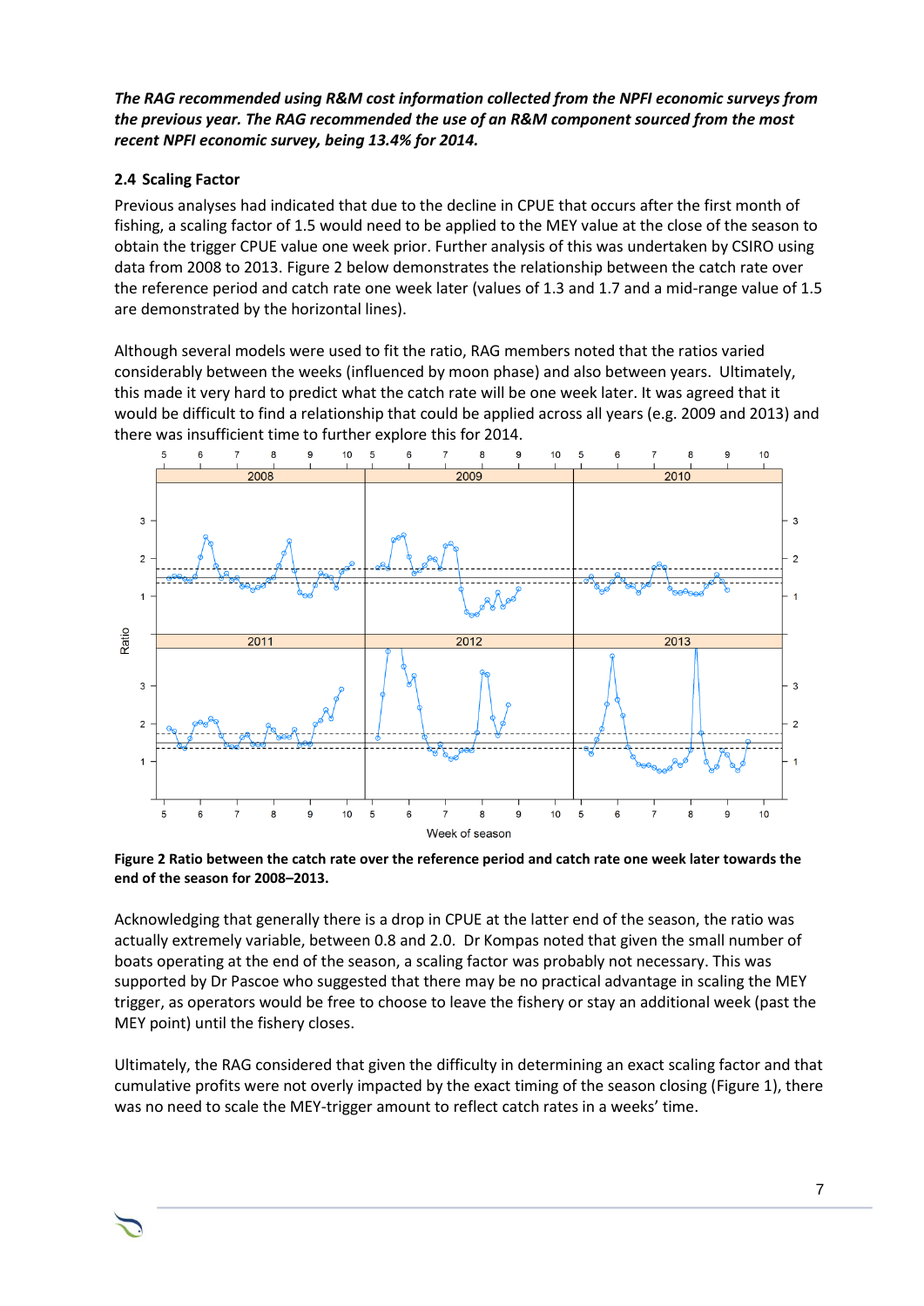***The RAG recommended using R&M cost information collected from the NPFI economic surveys from the previous year. The RAG recommended the use of an R&M component sourced from the most recent NPFI economic survey, being 13.4% for 2014.***

### 2.4 Scaling Factor

Previous analyses had indicated that due to the decline in CPUE that occurs after the first month of fishing, a scaling factor of 1.5 would need to be applied to the MEY value at the close of the season to obtain the trigger CPUE value one week prior. Further analysis of this was undertaken by CSIRO using data from 2008 to 2013. Figure 2 below demonstrates the relationship between the catch rate over the reference period and catch rate one week later (values of 1.3 and 1.7 and a mid-range value of 1.5 are demonstrated by the horizontal lines).

Although several models were used to fit the ratio, RAG members noted that the ratios varied considerably between the weeks (influenced by moon phase) and also between years. Ultimately, this made it very hard to predict what the catch rate will be one week later. It was agreed that it would be difficult to find a relationship that could be applied across all years (e.g. 2009 and 2013) and there was insufficient time to further explore this for 2014.

**Figure 2 Ratio between the catch rate over the reference period and catch rate one week later towards the end of the season for 2008–2013.**

Acknowledging that generally there is a drop in CPUE at the latter end of the season, the ratio was actually extremely variable, between 0.8 and 2.0. Dr Kompas noted that given the small number of boats operating at the end of the season, a scaling factor was probably not necessary. This was supported by Dr Pascoe who suggested that there may be no practical advantage in scaling the MEY trigger, as operators would be free to choose to leave the fishery or stay an additional week (past the MEY point) until the fishery closes.

Ultimately, the RAG considered that given the difficulty in determining an exact scaling factor and that cumulative profits were not overly impacted by the exact timing of the season closing (Figure 1), there was no need to scale the MEY-trigger amount to reflect catch rates in a weeks' time.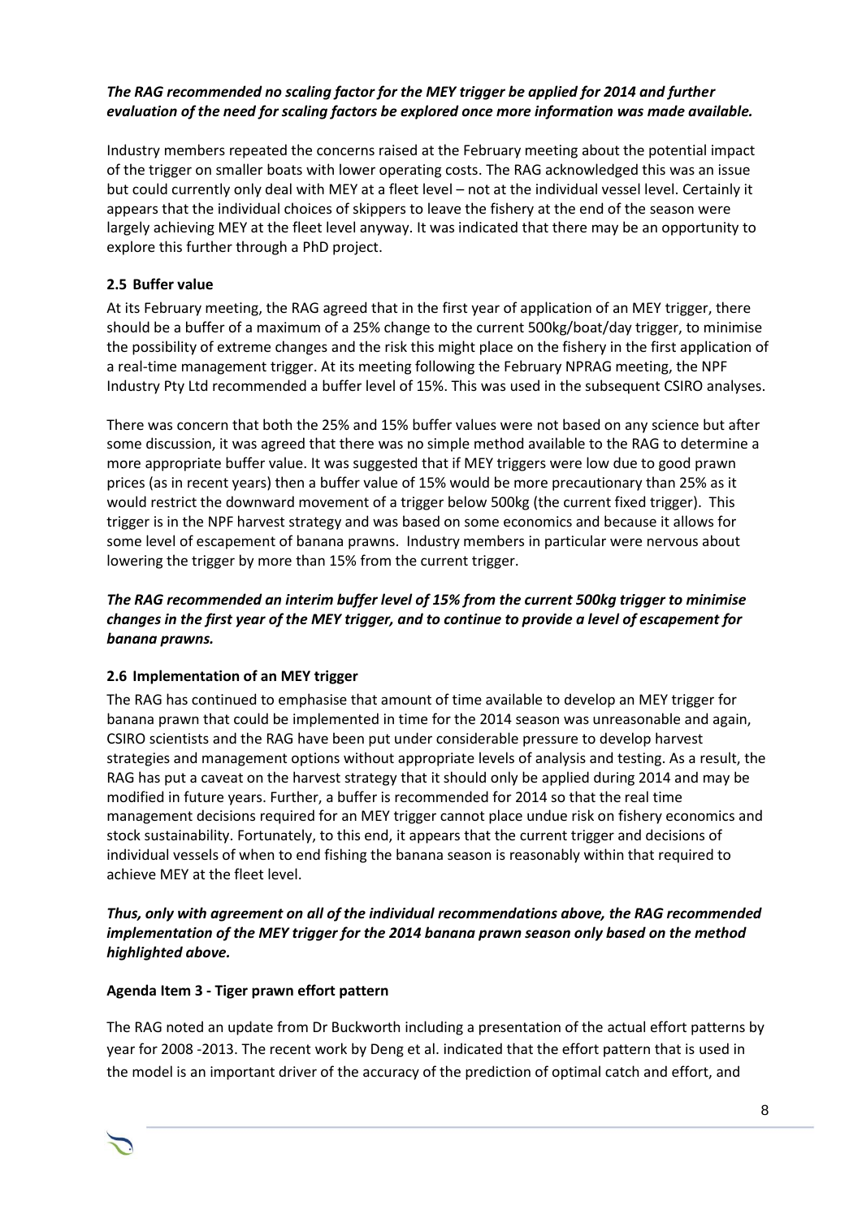***The RAG recommended no scaling factor for the MEY trigger be applied for 2014 and further evaluation of the need for scaling factors be explored once more information was made available.***

Industry members repeated the concerns raised at the February meeting about the potential impact of the trigger on smaller boats with lower operating costs. The RAG acknowledged this was an issue but could currently only deal with MEY at a fleet level – not at the individual vessel level. Certainly it appears that the individual choices of skippers to leave the fishery at the end of the season were largely achieving MEY at the fleet level anyway. It was indicated that there may be an opportunity to explore this further through a PhD project.

### 2.5 Buffer value

At its February meeting, the RAG agreed that in the first year of application of an MEY trigger, there should be a buffer of a maximum of a 25% change to the current 500kg/boat/day trigger, to minimise the possibility of extreme changes and the risk this might place on the fishery in the first application of a real-time management trigger. At its meeting following the February NPRAG meeting, the NPF Industry Pty Ltd recommended a buffer level of 15%. This was used in the subsequent CSIRO analyses.

There was concern that both the 25% and 15% buffer values were not based on any science but after some discussion, it was agreed that there was no simple method available to the RAG to determine a more appropriate buffer value. It was suggested that if MEY triggers were low due to good prawn prices (as in recent years) then a buffer value of 15% would be more precautionary than 25% as it would restrict the downward movement of a trigger below 500kg (the current fixed trigger). This trigger is in the NPF harvest strategy and was based on some economics and because it allows for some level of escapement of banana prawns. Industry members in particular were nervous about lowering the trigger by more than 15% from the current trigger.

***The RAG recommended an interim buffer level of 15% from the current 500kg trigger to minimise changes in the first year of the MEY trigger, and to continue to provide a level of escapement for banana prawns.***

### 2.6 Implementation of an MEY trigger

The RAG has continued to emphasise that amount of time available to develop an MEY trigger for banana prawn that could be implemented in time for the 2014 season was unreasonable and again, CSIRO scientists and the RAG have been put under considerable pressure to develop harvest strategies and management options without appropriate levels of analysis and testing. As a result, the RAG has put a caveat on the harvest strategy that it should only be applied during 2014 and may be modified in future years. Further, a buffer is recommended for 2014 so that the real time management decisions required for an MEY trigger cannot place undue risk on fishery economics and stock sustainability. Fortunately, to this end, it appears that the current trigger and decisions of individual vessels of when to end fishing the banana season is reasonably within that required to achieve MEY at the fleet level.

***Thus, only with agreement on all of the individual recommendations above, the RAG recommended implementation of the MEY trigger for the 2014 banana prawn season only based on the method highlighted above.***

### Agenda Item 3 - Tiger prawn effort pattern

The RAG noted an update from Dr Buckworth including a presentation of the actual effort patterns by year for 2008 -2013. The recent work by Deng et al. indicated that the effort pattern that is used in the model is an important driver of the accuracy of the prediction of optimal catch and effort, and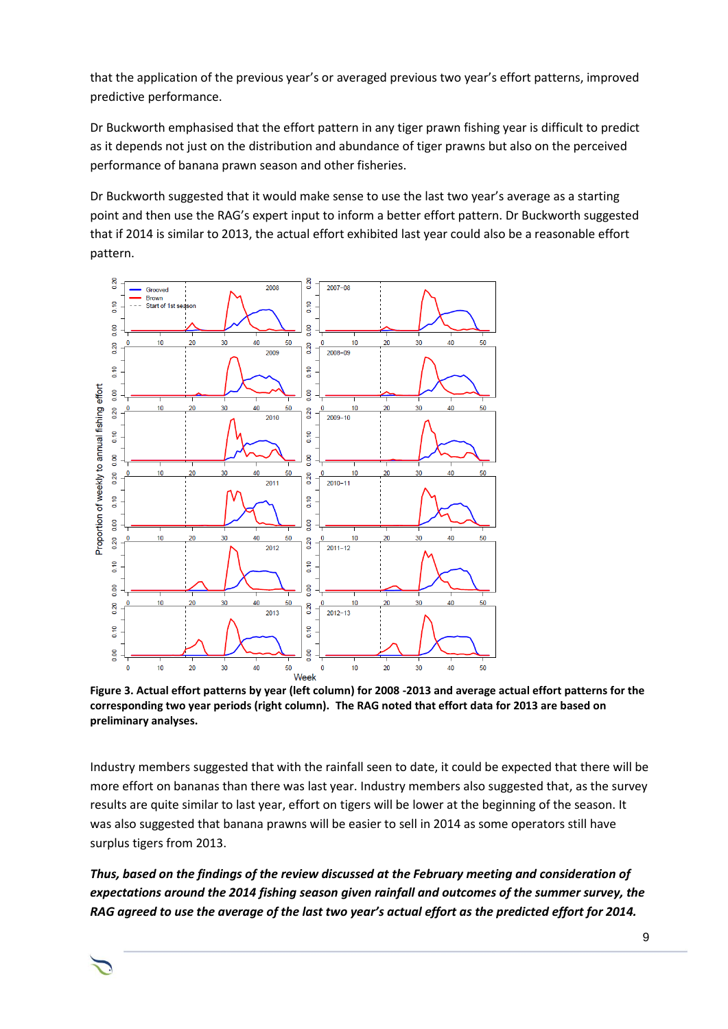that the application of the previous year's or averaged previous two year's effort patterns, improved predictive performance.

Dr Buckworth emphasised that the effort pattern in any tiger prawn fishing year is difficult to predict as it depends not just on the distribution and abundance of tiger prawns but also on the perceived performance of banana prawn season and other fisheries.

Dr Buckworth suggested that it would make sense to use the last two year's average as a starting point and then use the RAG's expert input to inform a better effort pattern. Dr Buckworth suggested that if 2014 is similar to 2013, the actual effort exhibited last year could also be a reasonable effort pattern.

**Figure 3. Actual effort patterns by year (left column) for 2008 -2013 and average actual effort patterns for the corresponding two year periods (right column). The RAG noted that effort data for 2013 are based on preliminary analyses.**

Industry members suggested that with the rainfall seen to date, it could be expected that there will be more effort on bananas than there was last year. Industry members also suggested that, as the survey results are quite similar to last year, effort on tigers will be lower at the beginning of the season. It was also suggested that banana prawns will be easier to sell in 2014 as some operators still have surplus tigers from 2013.

***Thus, based on the findings of the review discussed at the February meeting and consideration of expectations around the 2014 fishing season given rainfall and outcomes of the summer survey, the RAG agreed to use the average of the last two year's actual effort as the predicted effort for 2014.***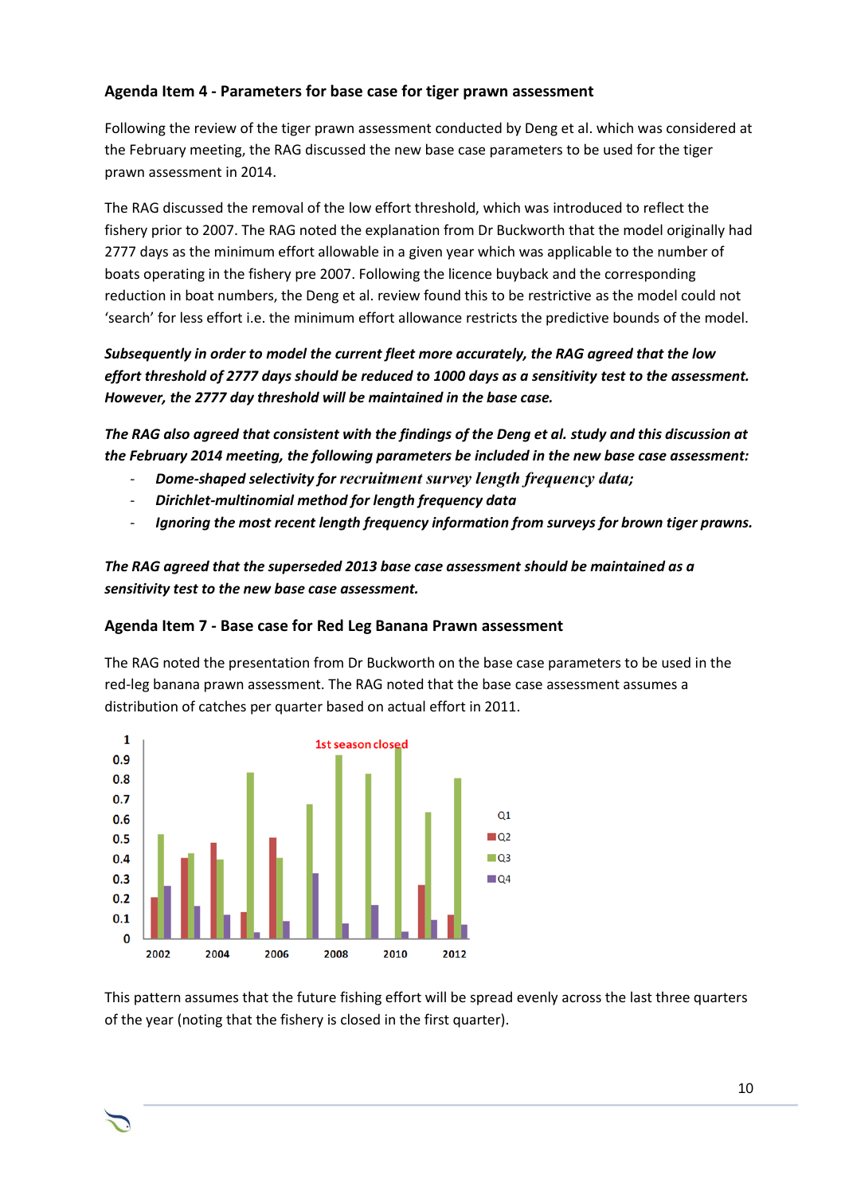### Agenda Item 4 - Parameters for base case for tiger prawn assessment

Following the review of the tiger prawn assessment conducted by Deng et al. which was considered at the February meeting, the RAG discussed the new base case parameters to be used for the tiger prawn assessment in 2014.

The RAG discussed the removal of the low effort threshold, which was introduced to reflect the fishery prior to 2007. The RAG noted the explanation from Dr Buckworth that the model originally had 2777 days as the minimum effort allowable in a given year which was applicable to the number of boats operating in the fishery pre 2007. Following the licence buyback and the corresponding reduction in boat numbers, the Deng et al. review found this to be restrictive as the model could not 'search' for less effort i.e. the minimum effort allowance restricts the predictive bounds of the model.

***Subsequently in order to model the current fleet more accurately, the RAG agreed that the low effort threshold of 2777 days should be reduced to 1000 days as a sensitivity test to the assessment. However, the 2777 day threshold will be maintained in the base case.***

***The RAG also agreed that consistent with the findings of the Deng et al. study and this discussion at the February 2014 meeting, the following parameters be included in the new base case assessment:***

- ***Dome-shaped selectivity for recruitment survey length frequency data;***
- ***Dirichlet-multinomial method for length frequency data***
- ***Ignoring the most recent length frequency information from surveys for brown tiger prawns.***

***The RAG agreed that the superseded 2013 base case assessment should be maintained as a sensitivity test to the new base case assessment.***

### Agenda Item 7 - Base case for Red Leg Banana Prawn assessment

The RAG noted the presentation from Dr Buckworth on the base case parameters to be used in the red-leg banana prawn assessment. The RAG noted that the base case assessment assumes a distribution of catches per quarter based on actual effort in 2011.

This pattern assumes that the future fishing effort will be spread evenly across the last three quarters of the year (noting that the fishery is closed in the first quarter).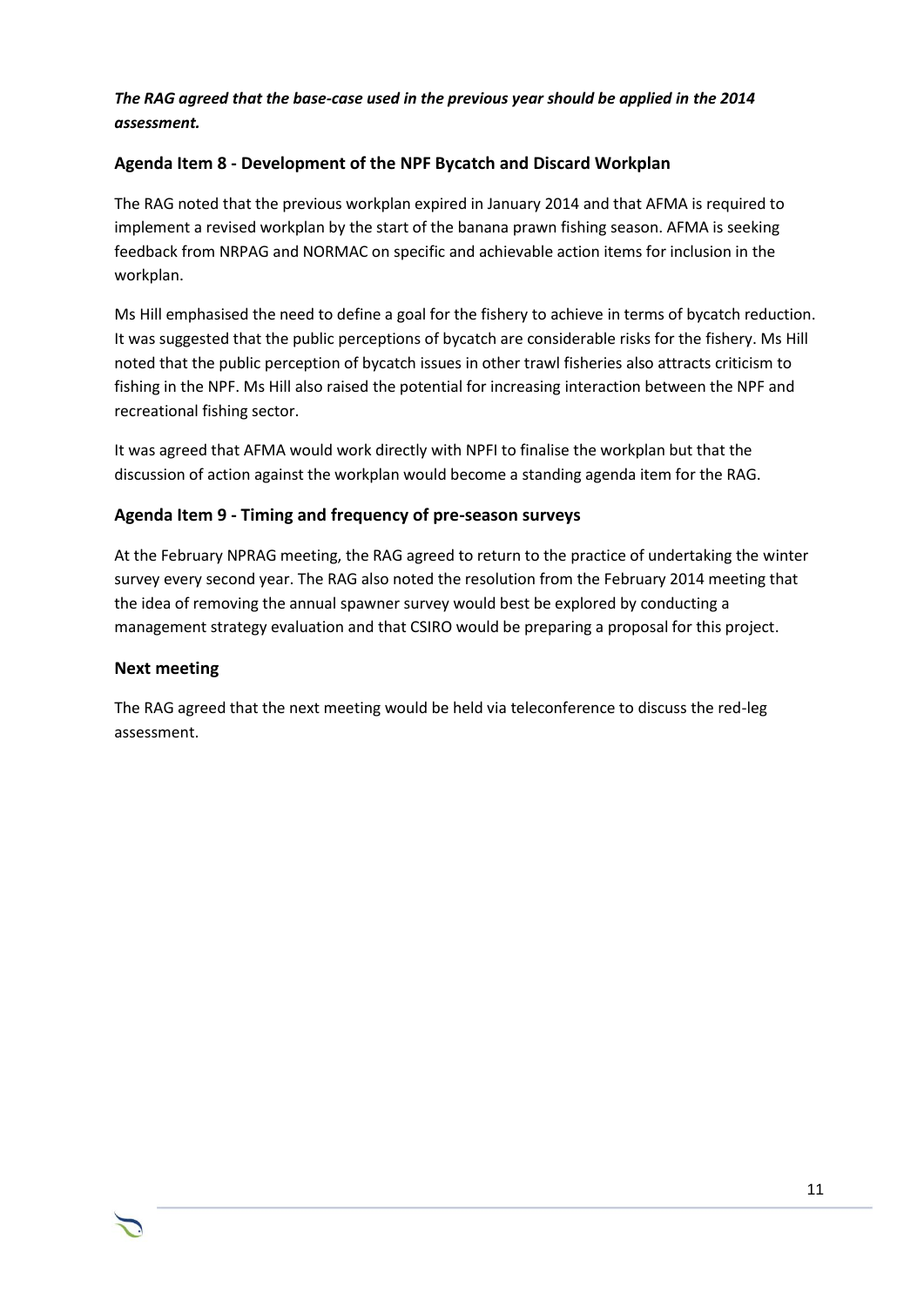***The RAG agreed that the base-case used in the previous year should be applied in the 2014 assessment.***

### Agenda Item 8 - Development of the NPF Bycatch and Discard Workplan

The RAG noted that the previous workplan expired in January 2014 and that AFMA is required to implement a revised workplan by the start of the banana prawn fishing season. AFMA is seeking feedback from NRPAG and NORMAC on specific and achievable action items for inclusion in the workplan.

Ms Hill emphasised the need to define a goal for the fishery to achieve in terms of bycatch reduction. It was suggested that the public perceptions of bycatch are considerable risks for the fishery. Ms Hill noted that the public perception of bycatch issues in other trawl fisheries also attracts criticism to fishing in the NPF. Ms Hill also raised the potential for increasing interaction between the NPF and recreational fishing sector.

It was agreed that AFMA would work directly with NPFI to finalise the workplan but that the discussion of action against the workplan would become a standing agenda item for the RAG.

### Agenda Item 9 - Timing and frequency of pre-season surveys

At the February NPRAG meeting, the RAG agreed to return to the practice of undertaking the winter survey every second year. The RAG also noted the resolution from the February 2014 meeting that the idea of removing the annual spawner survey would best be explored by conducting a management strategy evaluation and that CSIRO would be preparing a proposal for this project.

### Next meeting

The RAG agreed that the next meeting would be held via teleconference to discuss the red-leg assessment.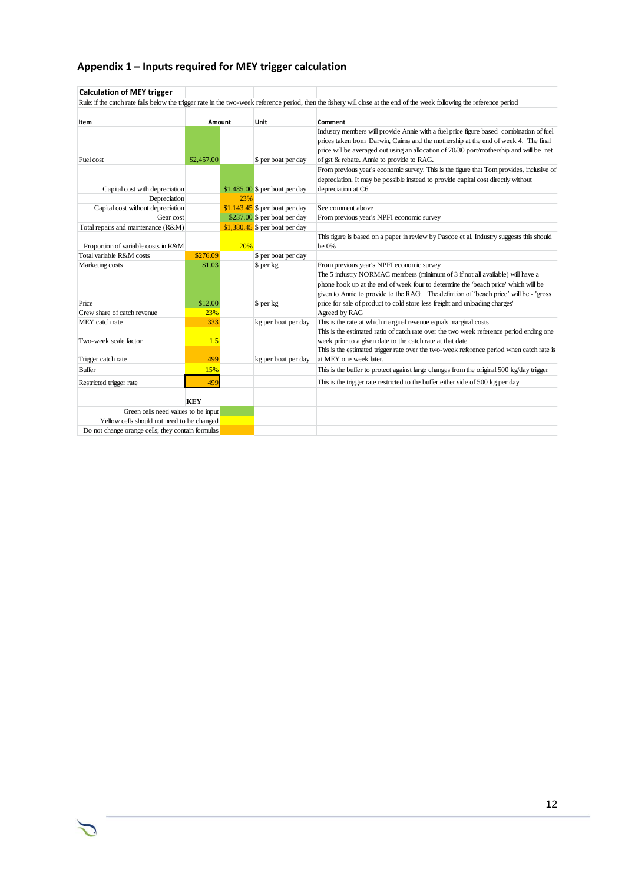## Appendix 1 – Inputs required for MEY trigger calculation

**Calculation of MEY trigger**

Rule: if the catch rate falls below the trigger rate in the two-week reference period, then the fishery will close at the end of the week following the reference period

| Item | Amount | | Unit | Comment |
|---|---|---|---|---|
| Fuel cost | $2,457.00 | | $ per boat per day | Industry members will provide Annie with a fuel price figure based combination of fuel prices taken from Darwin, Cairns and the mothership at the end of week 4. The final price will be averaged out using an allocation of 70/30 port/mothership and will be net of gst & rebate. Annie to provide to RAG. |
| Capital cost with depreciation | | $1,485.00 | $ per boat per day | From previous year's economic survey. This is the figure that Tom provides, inclusive of depreciation. It may be possible instead to provide capital cost directly without depreciation at C6 |
| Depreciation | | 23% | | |
| Capital cost without depreciation | | $1,143.45 | $ per boat per day | See comment above |
| Gear cost | | $237.00 | $ per boat per day | From previous year's NPFI economic survey |
| Total repairs and maintenance (R&M) | | $1,380.45 | $ per boat per day | |
| Proportion of variable costs in R&M | | 20% | | This figure is based on a paper in review by Pascoe et al. Industry suggests this should be 0% |
| Total variable R&M costs | $276.09 | | $ per boat per day | |
| Marketing costs | $1.03 | | $ per kg | From previous year's NPFI economic survey |
| Price | $12.00 | | $ per kg | The 5 industry NORMAC members (minimum of 3 if not all available) will have a phone hook up at the end of week four to determine the 'beach price' which will be given to Annie to provide to the RAG. The definition of 'beach price' will be - 'gross price for sale of product to cold store less freight and unloading charges' |
| Crew share of catch revenue | 23% | | | Agreed by RAG |
| MEY catch rate | 333 | | kg per boat per day | This is the rate at which marginal revenue equals marginal costs |
| Two-week scale factor | 1.5 | | | This is the estimated ratio of catch rate over the two week reference period ending one week prior to a given date to the catch rate at that date |
| Trigger catch rate | 499 | | kg per boat per day | This is the estimated trigger rate over the two-week reference period when catch rate is at MEY one week later. |
| Buffer | 15% | | | This is the buffer to protect against large changes from the original 500 kg/day trigger |
| Restricted trigger rate | 499 | | | This is the trigger rate restricted to the buffer either side of 500 kg per day |

**KEY**

| | |
|---|---|
| Green cells need values to be input | Green |
| Yellow cells should not need to be changed | Yellow |
| Do not change orange cells; they contain formulas | Orange |